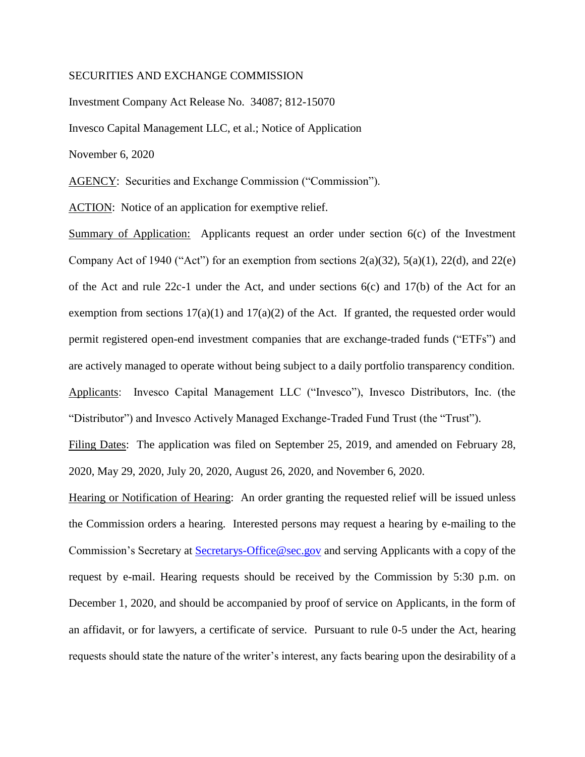SECURITIES AND EXCHANGE COMMISSION

Investment Company Act Release No. 34087; 812-15070

Invesco Capital Management LLC, et al.; Notice of Application

November 6, 2020

AGENCY: Securities and Exchange Commission ("Commission").

ACTION: Notice of an application for exemptive relief.

Summary of Application: Applicants request an order under section 6(c) of the Investment Company Act of 1940 ("Act") for an exemption from sections 2(a)(32), 5(a)(1), 22(d), and 22(e) of the Act and rule 22c-1 under the Act, and under sections 6(c) and 17(b) of the Act for an exemption from sections 17(a)(1) and 17(a)(2) of the Act. If granted, the requested order would permit registered open-end investment companies that are exchange-traded funds ("ETFs") and are actively managed to operate without being subject to a daily portfolio transparency condition.

Applicants: Invesco Capital Management LLC ("Invesco"), Invesco Distributors, Inc. (the "Distributor") and Invesco Actively Managed Exchange-Traded Fund Trust (the "Trust").

Filing Dates: The application was filed on September 25, 2019, and amended on February 28, 2020, May 29, 2020, July 20, 2020, August 26, 2020, and November 6, 2020.

Hearing or Notification of Hearing: An order granting the requested relief will be issued unless the Commission orders a hearing. Interested persons may request a hearing by e-mailing to the Commission's Secretary at Secretarys-Office@sec.gov and serving Applicants with a copy of the request by e-mail. Hearing requests should be received by the Commission by 5:30 p.m. on December 1, 2020, and should be accompanied by proof of service on Applicants, in the form of an affidavit, or for lawyers, a certificate of service. Pursuant to rule 0-5 under the Act, hearing requests should state the nature of the writer's interest, any facts bearing upon the desirability of a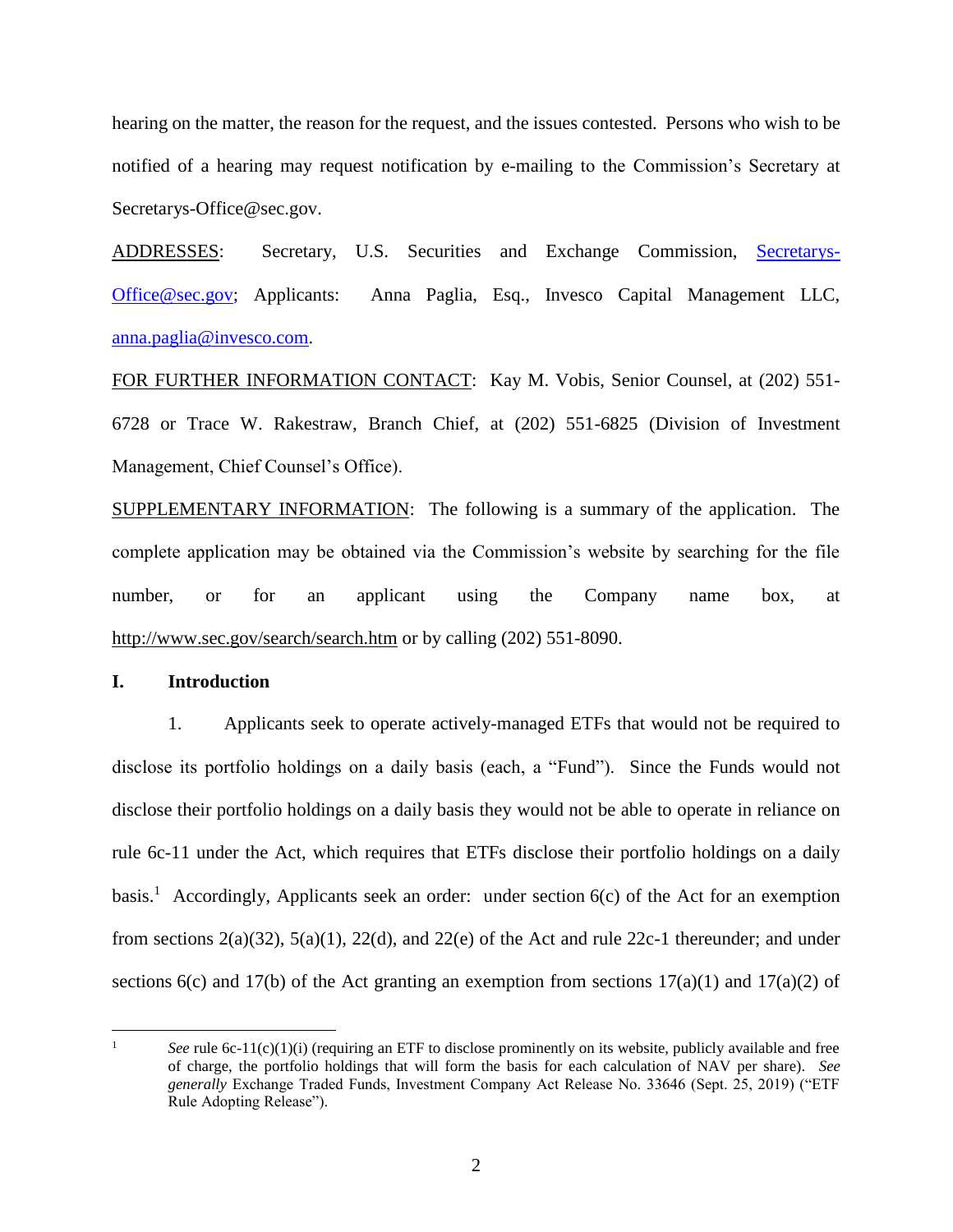hearing on the matter, the reason for the request, and the issues contested. Persons who wish to be notified of a hearing may request notification by e-mailing to the Commission's Secretary at Secretarys-Office@sec.gov.

ADDRESSES: Secretary, U.S. Securities and Exchange Commission, Secretarys-Office@sec.gov; Applicants: Anna Paglia, Esq., Invesco Capital Management LLC, anna.paglia@invesco.com.

FOR FURTHER INFORMATION CONTACT: Kay M. Vobis, Senior Counsel, at (202) 551-6728 or Trace W. Rakestraw, Branch Chief, at (202) 551-6825 (Division of Investment Management, Chief Counsel's Office).

SUPPLEMENTARY INFORMATION: The following is a summary of the application. The complete application may be obtained via the Commission's website by searching for the file number, or for an applicant using the Company name box, at http://www.sec.gov/search/search.htm or by calling (202) 551-8090.

## I. Introduction

1. Applicants seek to operate actively-managed ETFs that would not be required to disclose its portfolio holdings on a daily basis (each, a "Fund"). Since the Funds would not disclose their portfolio holdings on a daily basis they would not be able to operate in reliance on rule 6c-11 under the Act, which requires that ETFs disclose their portfolio holdings on a daily basis.[1] Accordingly, Applicants seek an order: under section 6(c) of the Act for an exemption from sections 2(a)(32), 5(a)(1), 22(d), and 22(e) of the Act and rule 22c-1 thereunder; and under sections 6(c) and 17(b) of the Act granting an exemption from sections 17(a)(1) and 17(a)(2) of

---

[1] *See* rule 6c-11(c)(1)(i) (requiring an ETF to disclose prominently on its website, publicly available and free of charge, the portfolio holdings that will form the basis for each calculation of NAV per share). *See generally* Exchange Traded Funds, Investment Company Act Release No. 33646 (Sept. 25, 2019) ("ETF Rule Adopting Release").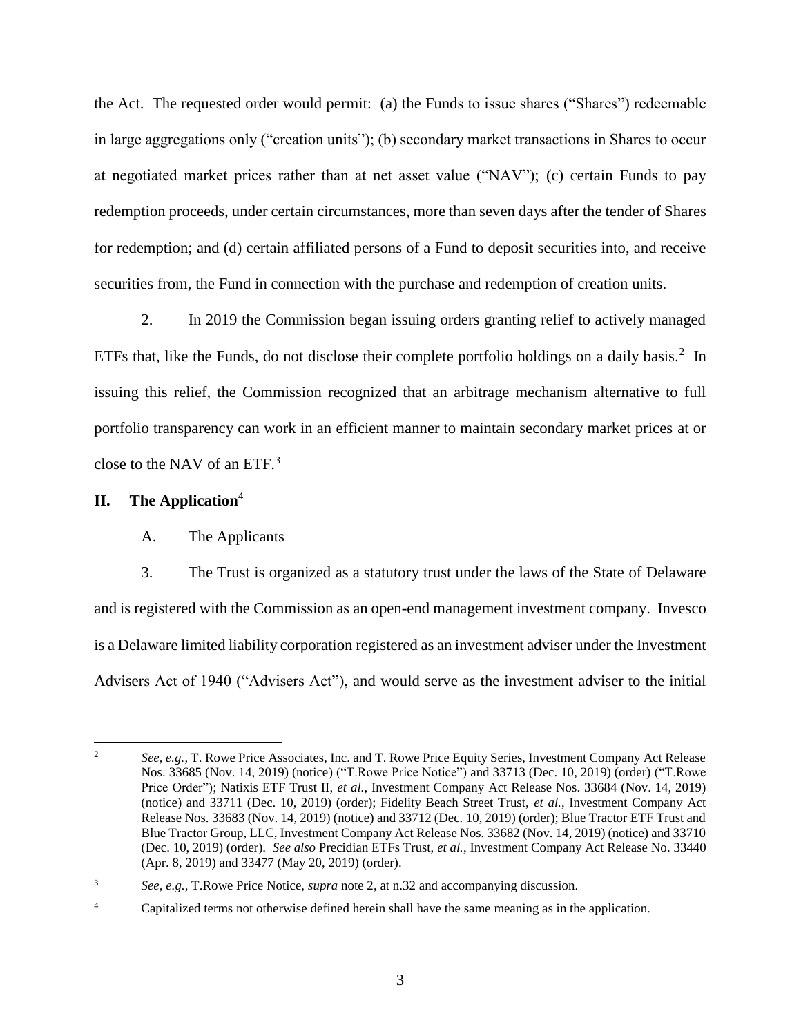the Act. The requested order would permit: (a) the Funds to issue shares ("Shares") redeemable in large aggregations only ("creation units"); (b) secondary market transactions in Shares to occur at negotiated market prices rather than at net asset value ("NAV"); (c) certain Funds to pay redemption proceeds, under certain circumstances, more than seven days after the tender of Shares for redemption; and (d) certain affiliated persons of a Fund to deposit securities into, and receive securities from, the Fund in connection with the purchase and redemption of creation units.

2. In 2019 the Commission began issuing orders granting relief to actively managed ETFs that, like the Funds, do not disclose their complete portfolio holdings on a daily basis.[2] In issuing this relief, the Commission recognized that an arbitrage mechanism alternative to full portfolio transparency can work in an efficient manner to maintain secondary market prices at or close to the NAV of an ETF.[3]

## II. The Application[4]

### A. The Applicants

3. The Trust is organized as a statutory trust under the laws of the State of Delaware and is registered with the Commission as an open-end management investment company. Invesco is a Delaware limited liability corporation registered as an investment adviser under the Investment Advisers Act of 1940 ("Advisers Act"), and would serve as the investment adviser to the initial

---

[2] *See, e.g.*, T. Rowe Price Associates, Inc. and T. Rowe Price Equity Series, Investment Company Act Release Nos. 33685 (Nov. 14, 2019) (notice) ("T.Rowe Price Notice") and 33713 (Dec. 10, 2019) (order) ("T.Rowe Price Order"); Natixis ETF Trust II, *et al.*, Investment Company Act Release Nos. 33684 (Nov. 14, 2019) (notice) and 33711 (Dec. 10, 2019) (order); Fidelity Beach Street Trust, *et al.*, Investment Company Act Release Nos. 33683 (Nov. 14, 2019) (notice) and 33712 (Dec. 10, 2019) (order); Blue Tractor ETF Trust and Blue Tractor Group, LLC, Investment Company Act Release Nos. 33682 (Nov. 14, 2019) (notice) and 33710 (Dec. 10, 2019) (order). *See also* Precidian ETFs Trust, *et al.*, Investment Company Act Release No. 33440 (Apr. 8, 2019) and 33477 (May 20, 2019) (order).

[3] *See, e.g.*, T.Rowe Price Notice, *supra* note 2, at n.32 and accompanying discussion.

[4] Capitalized terms not otherwise defined herein shall have the same meaning as in the application.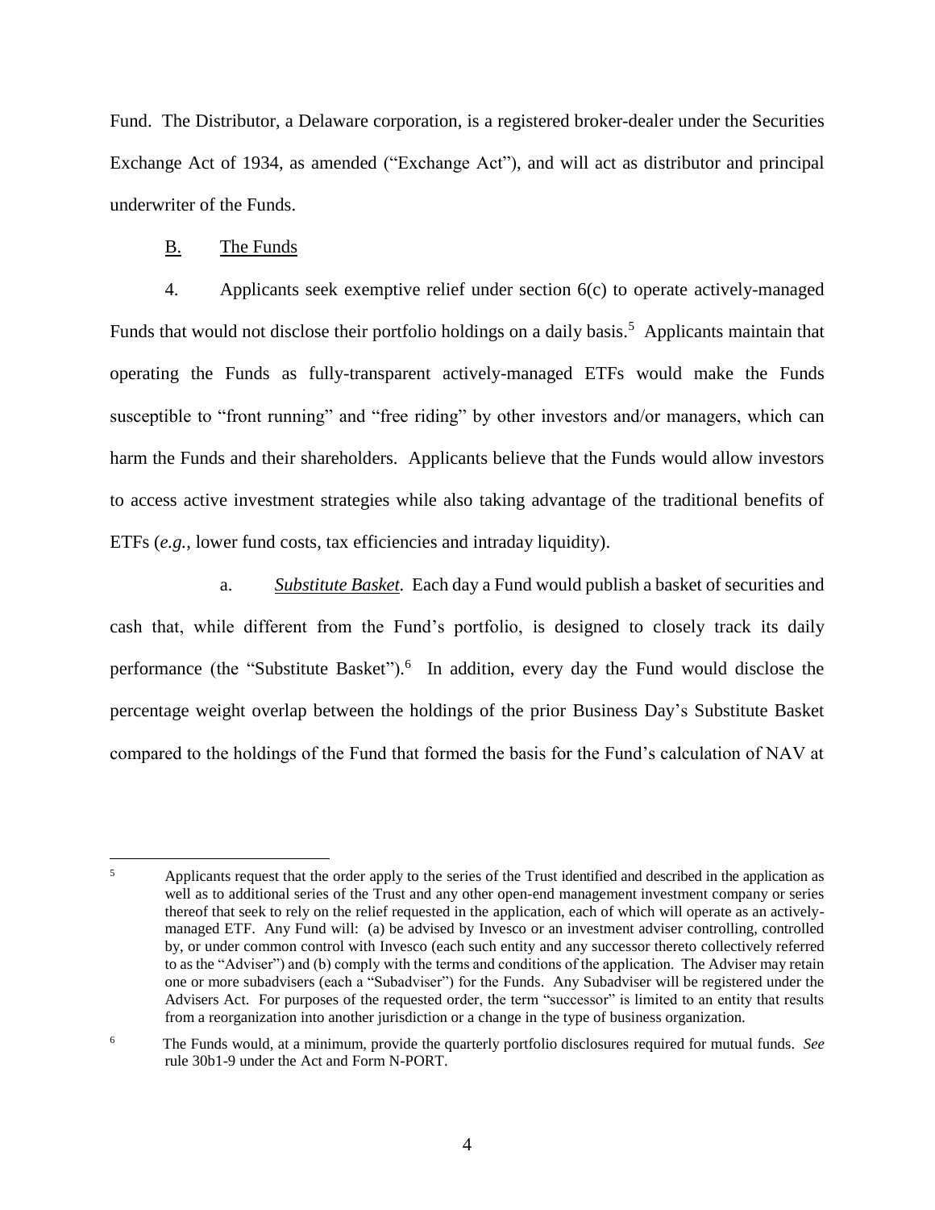Fund. The Distributor, a Delaware corporation, is a registered broker-dealer under the Securities Exchange Act of 1934, as amended ("Exchange Act"), and will act as distributor and principal underwriter of the Funds.

## B. The Funds

4. Applicants seek exemptive relief under section 6(c) to operate actively-managed Funds that would not disclose their portfolio holdings on a daily basis.[5] Applicants maintain that operating the Funds as fully-transparent actively-managed ETFs would make the Funds susceptible to "front running" and "free riding" by other investors and/or managers, which can harm the Funds and their shareholders. Applicants believe that the Funds would allow investors to access active investment strategies while also taking advantage of the traditional benefits of ETFs (*e.g.*, lower fund costs, tax efficiencies and intraday liquidity).

a. ***Substitute Basket.*** Each day a Fund would publish a basket of securities and cash that, while different from the Fund's portfolio, is designed to closely track its daily performance (the "Substitute Basket").[6] In addition, every day the Fund would disclose the percentage weight overlap between the holdings of the prior Business Day's Substitute Basket compared to the holdings of the Fund that formed the basis for the Fund's calculation of NAV at

---

[5] Applicants request that the order apply to the series of the Trust identified and described in the application as well as to additional series of the Trust and any other open-end management investment company or series thereof that seek to rely on the relief requested in the application, each of which will operate as an actively-managed ETF. Any Fund will: (a) be advised by Invesco or an investment adviser controlling, controlled by, or under common control with Invesco (each such entity and any successor thereto collectively referred to as the "Adviser") and (b) comply with the terms and conditions of the application. The Adviser may retain one or more subadvisers (each a "Subadviser") for the Funds. Any Subadviser will be registered under the Advisers Act. For purposes of the requested order, the term "successor" is limited to an entity that results from a reorganization into another jurisdiction or a change in the type of business organization.

[6] The Funds would, at a minimum, provide the quarterly portfolio disclosures required for mutual funds. *See* rule 30b1-9 under the Act and Form N-PORT.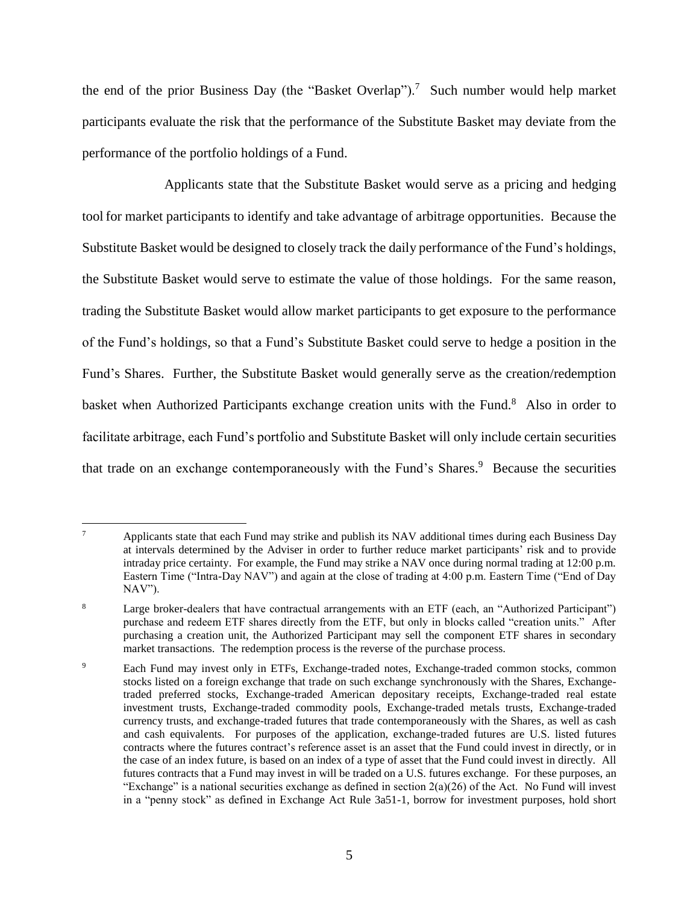the end of the prior Business Day (the "Basket Overlap").[7] Such number would help market participants evaluate the risk that the performance of the Substitute Basket may deviate from the performance of the portfolio holdings of a Fund.

Applicants state that the Substitute Basket would serve as a pricing and hedging tool for market participants to identify and take advantage of arbitrage opportunities. Because the Substitute Basket would be designed to closely track the daily performance of the Fund's holdings, the Substitute Basket would serve to estimate the value of those holdings. For the same reason, trading the Substitute Basket would allow market participants to get exposure to the performance of the Fund's holdings, so that a Fund's Substitute Basket could serve to hedge a position in the Fund's Shares. Further, the Substitute Basket would generally serve as the creation/redemption basket when Authorized Participants exchange creation units with the Fund.[8] Also in order to facilitate arbitrage, each Fund's portfolio and Substitute Basket will only include certain securities that trade on an exchange contemporaneously with the Fund's Shares.[9] Because the securities

---

[7] Applicants state that each Fund may strike and publish its NAV additional times during each Business Day at intervals determined by the Adviser in order to further reduce market participants' risk and to provide intraday price certainty. For example, the Fund may strike a NAV once during normal trading at 12:00 p.m. Eastern Time ("Intra-Day NAV") and again at the close of trading at 4:00 p.m. Eastern Time ("End of Day NAV").

[8] Large broker-dealers that have contractual arrangements with an ETF (each, an "Authorized Participant") purchase and redeem ETF shares directly from the ETF, but only in blocks called "creation units." After purchasing a creation unit, the Authorized Participant may sell the component ETF shares in secondary market transactions. The redemption process is the reverse of the purchase process.

[9] Each Fund may invest only in ETFs, Exchange-traded notes, Exchange-traded common stocks, common stocks listed on a foreign exchange that trade on such exchange synchronously with the Shares, Exchange-traded preferred stocks, Exchange-traded American depositary receipts, Exchange-traded real estate investment trusts, Exchange-traded commodity pools, Exchange-traded metals trusts, Exchange-traded currency trusts, and exchange-traded futures that trade contemporaneously with the Shares, as well as cash and cash equivalents. For purposes of the application, exchange-traded futures are U.S. listed futures contracts where the futures contract's reference asset is an asset that the Fund could invest in directly, or in the case of an index future, is based on an index of a type of asset that the Fund could invest in directly. All futures contracts that a Fund may invest in will be traded on a U.S. futures exchange. For these purposes, an "Exchange" is a national securities exchange as defined in section 2(a)(26) of the Act. No Fund will invest in a "penny stock" as defined in Exchange Act Rule 3a51-1, borrow for investment purposes, hold short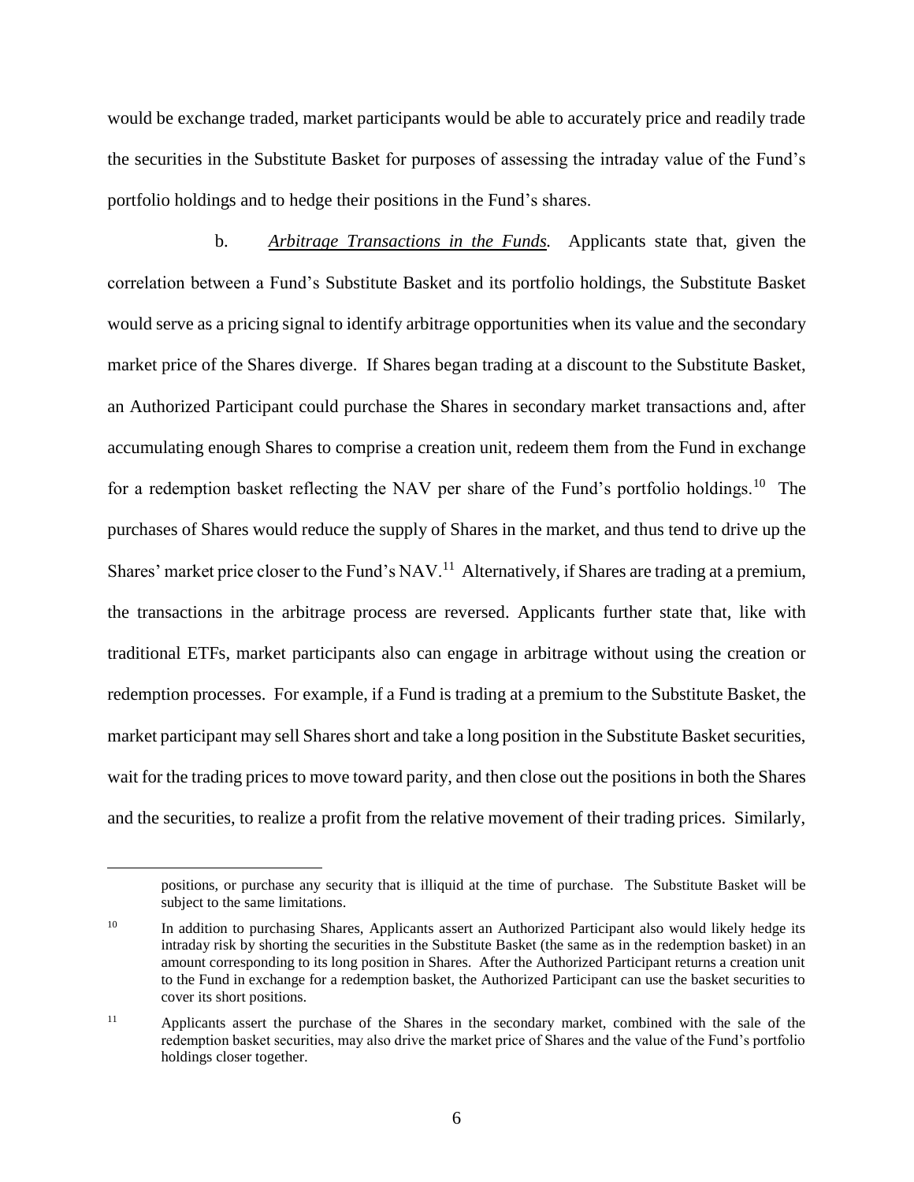would be exchange traded, market participants would be able to accurately price and readily trade the securities in the Substitute Basket for purposes of assessing the intraday value of the Fund's portfolio holdings and to hedge their positions in the Fund's shares.

b. *Arbitrage Transactions in the Funds.* Applicants state that, given the correlation between a Fund's Substitute Basket and its portfolio holdings, the Substitute Basket would serve as a pricing signal to identify arbitrage opportunities when its value and the secondary market price of the Shares diverge. If Shares began trading at a discount to the Substitute Basket, an Authorized Participant could purchase the Shares in secondary market transactions and, after accumulating enough Shares to comprise a creation unit, redeem them from the Fund in exchange for a redemption basket reflecting the NAV per share of the Fund's portfolio holdings.[10] The purchases of Shares would reduce the supply of Shares in the market, and thus tend to drive up the Shares' market price closer to the Fund's NAV.[11] Alternatively, if Shares are trading at a premium, the transactions in the arbitrage process are reversed. Applicants further state that, like with traditional ETFs, market participants also can engage in arbitrage without using the creation or redemption processes. For example, if a Fund is trading at a premium to the Substitute Basket, the market participant may sell Shares short and take a long position in the Substitute Basket securities, wait for the trading prices to move toward parity, and then close out the positions in both the Shares and the securities, to realize a profit from the relative movement of their trading prices. Similarly,

---

positions, or purchase any security that is illiquid at the time of purchase. The Substitute Basket will be subject to the same limitations.

[10] In addition to purchasing Shares, Applicants assert an Authorized Participant also would likely hedge its intraday risk by shorting the securities in the Substitute Basket (the same as in the redemption basket) in an amount corresponding to its long position in Shares. After the Authorized Participant returns a creation unit to the Fund in exchange for a redemption basket, the Authorized Participant can use the basket securities to cover its short positions.

[11] Applicants assert the purchase of the Shares in the secondary market, combined with the sale of the redemption basket securities, may also drive the market price of Shares and the value of the Fund's portfolio holdings closer together.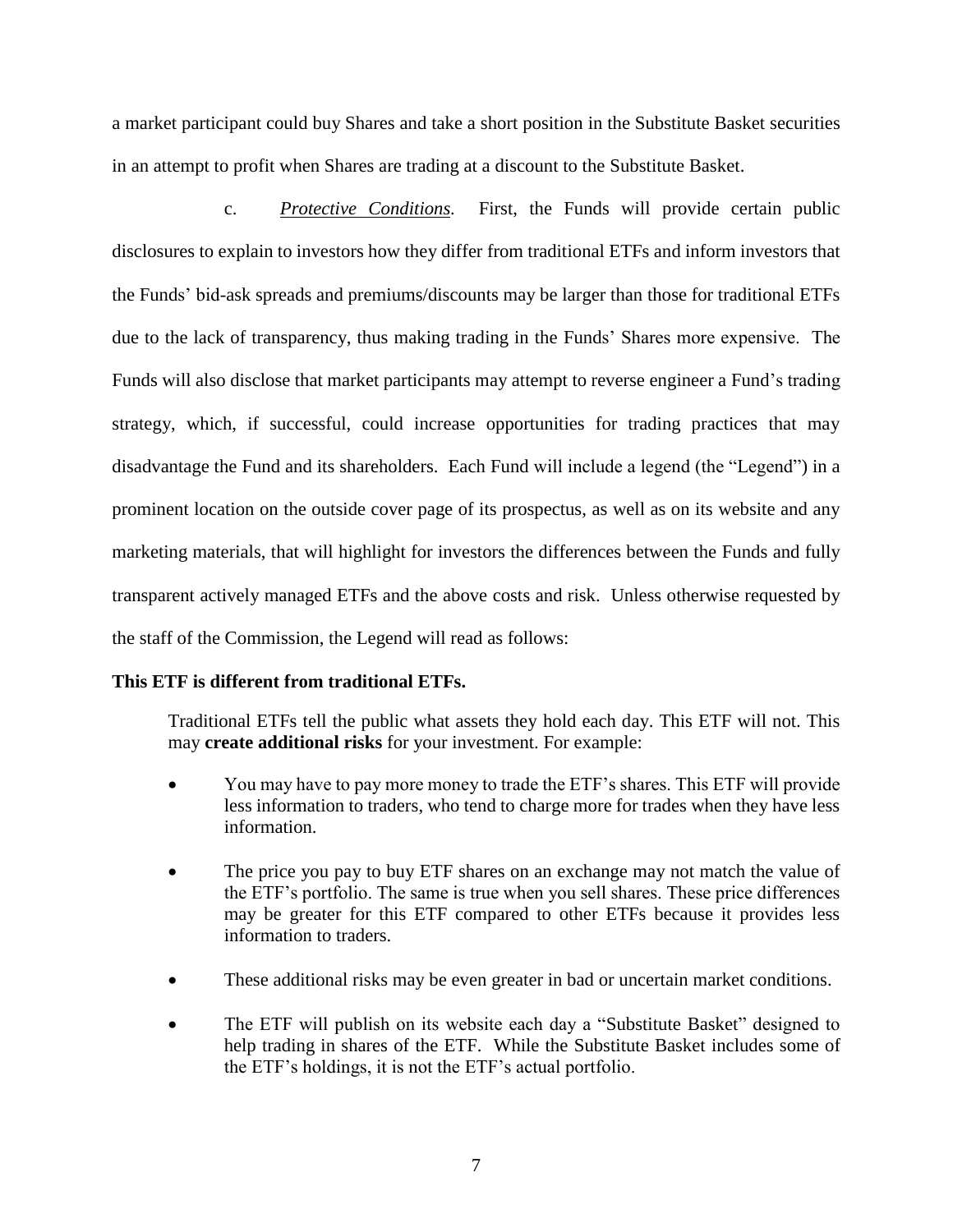a market participant could buy Shares and take a short position in the Substitute Basket securities in an attempt to profit when Shares are trading at a discount to the Substitute Basket.

c. *Protective Conditions*. First, the Funds will provide certain public disclosures to explain to investors how they differ from traditional ETFs and inform investors that the Funds' bid-ask spreads and premiums/discounts may be larger than those for traditional ETFs due to the lack of transparency, thus making trading in the Funds' Shares more expensive. The Funds will also disclose that market participants may attempt to reverse engineer a Fund's trading strategy, which, if successful, could increase opportunities for trading practices that may disadvantage the Fund and its shareholders. Each Fund will include a legend (the "Legend") in a prominent location on the outside cover page of its prospectus, as well as on its website and any marketing materials, that will highlight for investors the differences between the Funds and fully transparent actively managed ETFs and the above costs and risk. Unless otherwise requested by the staff of the Commission, the Legend will read as follows:

**This ETF is different from traditional ETFs.**

> Traditional ETFs tell the public what assets they hold each day. This ETF will not. This may **create additional risks** for your investment. For example:
>
> - You may have to pay more money to trade the ETF's shares. This ETF will provide less information to traders, who tend to charge more for trades when they have less information.
> - The price you pay to buy ETF shares on an exchange may not match the value of the ETF's portfolio. The same is true when you sell shares. These price differences may be greater for this ETF compared to other ETFs because it provides less information to traders.
> - These additional risks may be even greater in bad or uncertain market conditions.
> - The ETF will publish on its website each day a "Substitute Basket" designed to help trading in shares of the ETF. While the Substitute Basket includes some of the ETF's holdings, it is not the ETF's actual portfolio.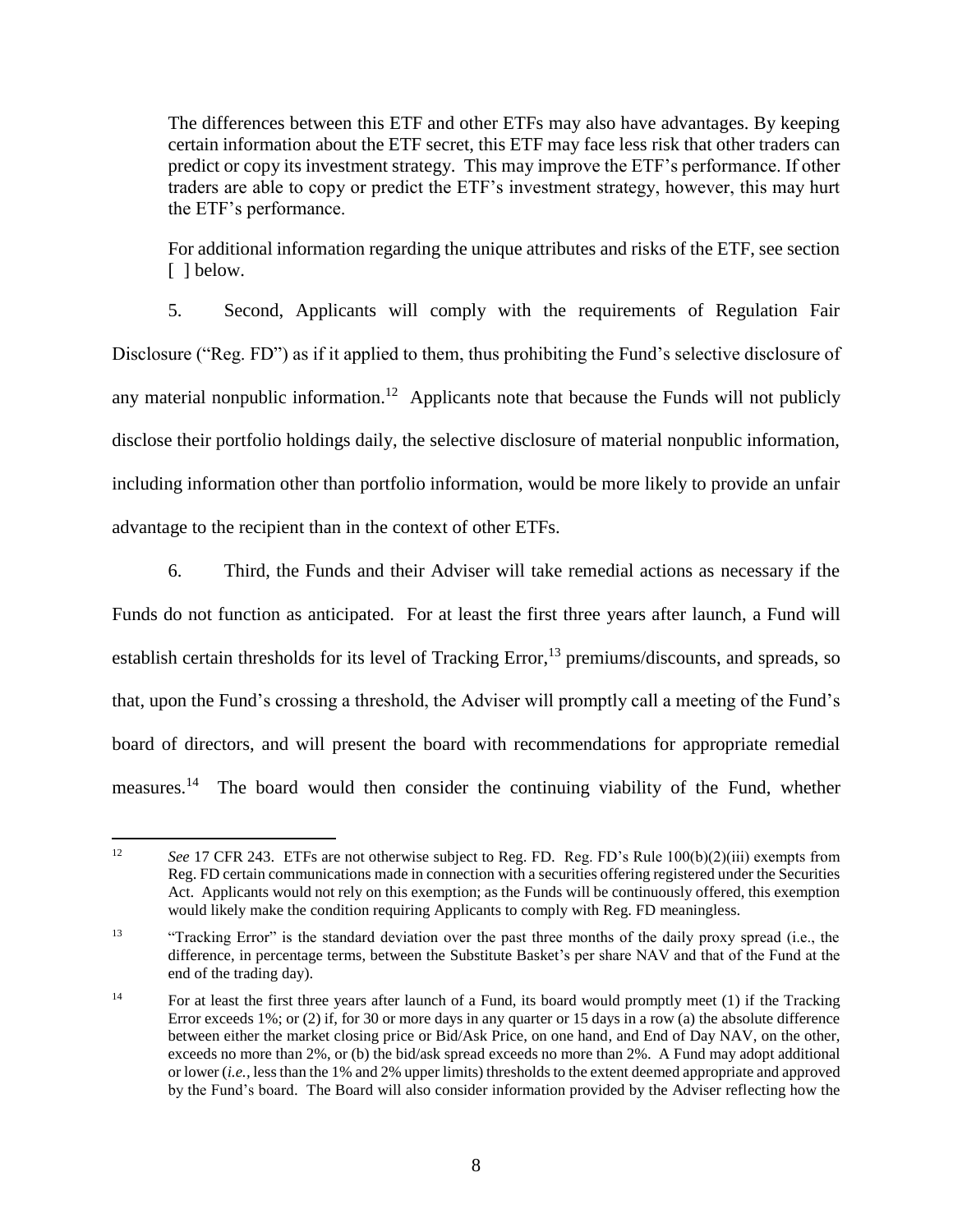> The differences between this ETF and other ETFs may also have advantages. By keeping certain information about the ETF secret, this ETF may face less risk that other traders can predict or copy its investment strategy. This may improve the ETF's performance. If other traders are able to copy or predict the ETF's investment strategy, however, this may hurt the ETF's performance.
>
> For additional information regarding the unique attributes and risks of the ETF, see section [ ] below.

5. Second, Applicants will comply with the requirements of Regulation Fair Disclosure ("Reg. FD") as if it applied to them, thus prohibiting the Fund's selective disclosure of any material nonpublic information.[12] Applicants note that because the Funds will not publicly disclose their portfolio holdings daily, the selective disclosure of material nonpublic information, including information other than portfolio information, would be more likely to provide an unfair advantage to the recipient than in the context of other ETFs.

6. Third, the Funds and their Adviser will take remedial actions as necessary if the Funds do not function as anticipated. For at least the first three years after launch, a Fund will establish certain thresholds for its level of Tracking Error,[13] premiums/discounts, and spreads, so that, upon the Fund's crossing a threshold, the Adviser will promptly call a meeting of the Fund's board of directors, and will present the board with recommendations for appropriate remedial measures.[14] The board would then consider the continuing viability of the Fund, whether

---

[12] *See* 17 CFR 243. ETFs are not otherwise subject to Reg. FD. Reg. FD's Rule 100(b)(2)(iii) exempts from Reg. FD certain communications made in connection with a securities offering registered under the Securities Act. Applicants would not rely on this exemption; as the Funds will be continuously offered, this exemption would likely make the condition requiring Applicants to comply with Reg. FD meaningless.

[13] "Tracking Error" is the standard deviation over the past three months of the daily proxy spread (i.e., the difference, in percentage terms, between the Substitute Basket's per share NAV and that of the Fund at the end of the trading day).

[14] For at least the first three years after launch of a Fund, its board would promptly meet (1) if the Tracking Error exceeds 1%; or (2) if, for 30 or more days in any quarter or 15 days in a row (a) the absolute difference between either the market closing price or Bid/Ask Price, on one hand, and End of Day NAV, on the other, exceeds no more than 2%, or (b) the bid/ask spread exceeds no more than 2%. A Fund may adopt additional or lower (*i.e.*, less than the 1% and 2% upper limits) thresholds to the extent deemed appropriate and approved by the Fund's board. The Board will also consider information provided by the Adviser reflecting how the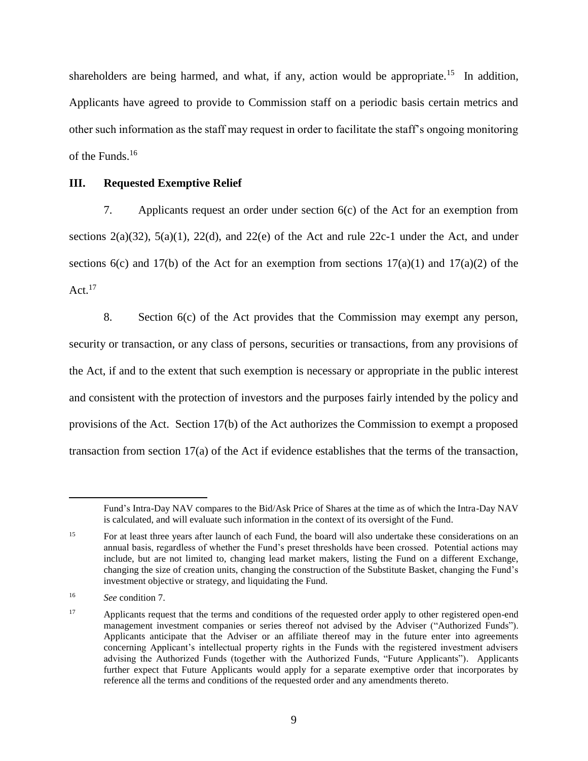shareholders are being harmed, and what, if any, action would be appropriate.[15] In addition, Applicants have agreed to provide to Commission staff on a periodic basis certain metrics and other such information as the staff may request in order to facilitate the staff's ongoing monitoring of the Funds.[16]

## III. Requested Exemptive Relief

7. Applicants request an order under section 6(c) of the Act for an exemption from sections 2(a)(32), 5(a)(1), 22(d), and 22(e) of the Act and rule 22c-1 under the Act, and under sections 6(c) and 17(b) of the Act for an exemption from sections 17(a)(1) and 17(a)(2) of the Act.[17]

8. Section 6(c) of the Act provides that the Commission may exempt any person, security or transaction, or any class of persons, securities or transactions, from any provisions of the Act, if and to the extent that such exemption is necessary or appropriate in the public interest and consistent with the protection of investors and the purposes fairly intended by the policy and provisions of the Act. Section 17(b) of the Act authorizes the Commission to exempt a proposed transaction from section 17(a) of the Act if evidence establishes that the terms of the transaction,

---

Fund's Intra-Day NAV compares to the Bid/Ask Price of Shares at the time as of which the Intra-Day NAV is calculated, and will evaluate such information in the context of its oversight of the Fund.

[15] For at least three years after launch of each Fund, the board will also undertake these considerations on an annual basis, regardless of whether the Fund's preset thresholds have been crossed. Potential actions may include, but are not limited to, changing lead market makers, listing the Fund on a different Exchange, changing the size of creation units, changing the construction of the Substitute Basket, changing the Fund's investment objective or strategy, and liquidating the Fund.

[16] *See* condition 7.

[17] Applicants request that the terms and conditions of the requested order apply to other registered open-end management investment companies or series thereof not advised by the Adviser ("Authorized Funds"). Applicants anticipate that the Adviser or an affiliate thereof may in the future enter into agreements concerning Applicant's intellectual property rights in the Funds with the registered investment advisers advising the Authorized Funds (together with the Authorized Funds, "Future Applicants"). Applicants further expect that Future Applicants would apply for a separate exemptive order that incorporates by reference all the terms and conditions of the requested order and any amendments thereto.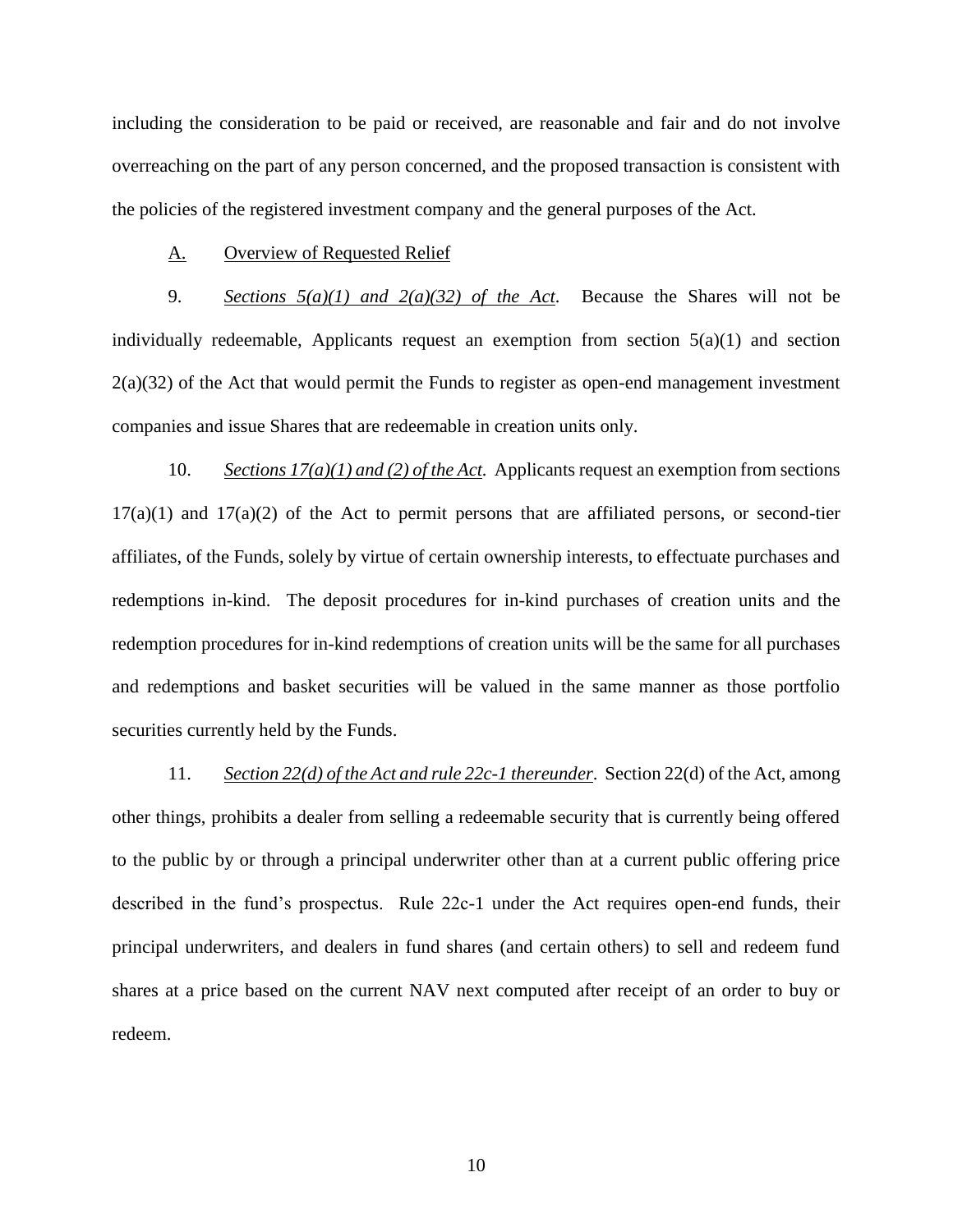including the consideration to be paid or received, are reasonable and fair and do not involve overreaching on the part of any person concerned, and the proposed transaction is consistent with the policies of the registered investment company and the general purposes of the Act.

## A. Overview of Requested Relief

9. *Sections 5(a)(1) and 2(a)(32) of the Act*. Because the Shares will not be individually redeemable, Applicants request an exemption from section 5(a)(1) and section 2(a)(32) of the Act that would permit the Funds to register as open-end management investment companies and issue Shares that are redeemable in creation units only.

10. *Sections 17(a)(1) and (2) of the Act*. Applicants request an exemption from sections 17(a)(1) and 17(a)(2) of the Act to permit persons that are affiliated persons, or second-tier affiliates, of the Funds, solely by virtue of certain ownership interests, to effectuate purchases and redemptions in-kind. The deposit procedures for in-kind purchases of creation units and the redemption procedures for in-kind redemptions of creation units will be the same for all purchases and redemptions and basket securities will be valued in the same manner as those portfolio securities currently held by the Funds.

11. *Section 22(d) of the Act and rule 22c-1 thereunder*. Section 22(d) of the Act, among other things, prohibits a dealer from selling a redeemable security that is currently being offered to the public by or through a principal underwriter other than at a current public offering price described in the fund's prospectus. Rule 22c-1 under the Act requires open-end funds, their principal underwriters, and dealers in fund shares (and certain others) to sell and redeem fund shares at a price based on the current NAV next computed after receipt of an order to buy or redeem.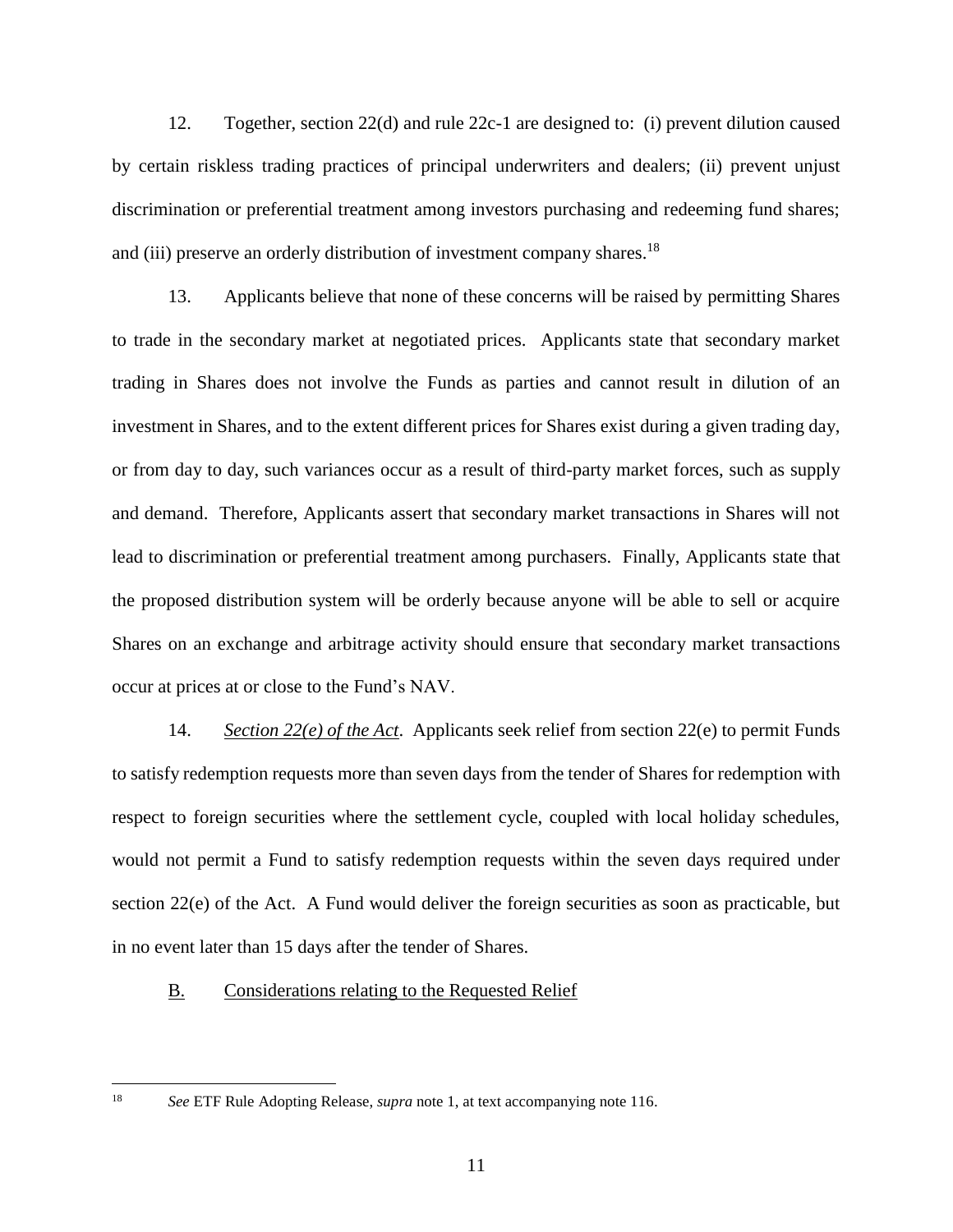12. Together, section 22(d) and rule 22c-1 are designed to: (i) prevent dilution caused by certain riskless trading practices of principal underwriters and dealers; (ii) prevent unjust discrimination or preferential treatment among investors purchasing and redeeming fund shares; and (iii) preserve an orderly distribution of investment company shares.[18]

13. Applicants believe that none of these concerns will be raised by permitting Shares to trade in the secondary market at negotiated prices. Applicants state that secondary market trading in Shares does not involve the Funds as parties and cannot result in dilution of an investment in Shares, and to the extent different prices for Shares exist during a given trading day, or from day to day, such variances occur as a result of third-party market forces, such as supply and demand. Therefore, Applicants assert that secondary market transactions in Shares will not lead to discrimination or preferential treatment among purchasers. Finally, Applicants state that the proposed distribution system will be orderly because anyone will be able to sell or acquire Shares on an exchange and arbitrage activity should ensure that secondary market transactions occur at prices at or close to the Fund's NAV.

14. *Section 22(e) of the Act*. Applicants seek relief from section 22(e) to permit Funds to satisfy redemption requests more than seven days from the tender of Shares for redemption with respect to foreign securities where the settlement cycle, coupled with local holiday schedules, would not permit a Fund to satisfy redemption requests within the seven days required under section 22(e) of the Act. A Fund would deliver the foreign securities as soon as practicable, but in no event later than 15 days after the tender of Shares.

B. Considerations relating to the Requested Relief

[18] *See* ETF Rule Adopting Release, *supra* note 1, at text accompanying note 116.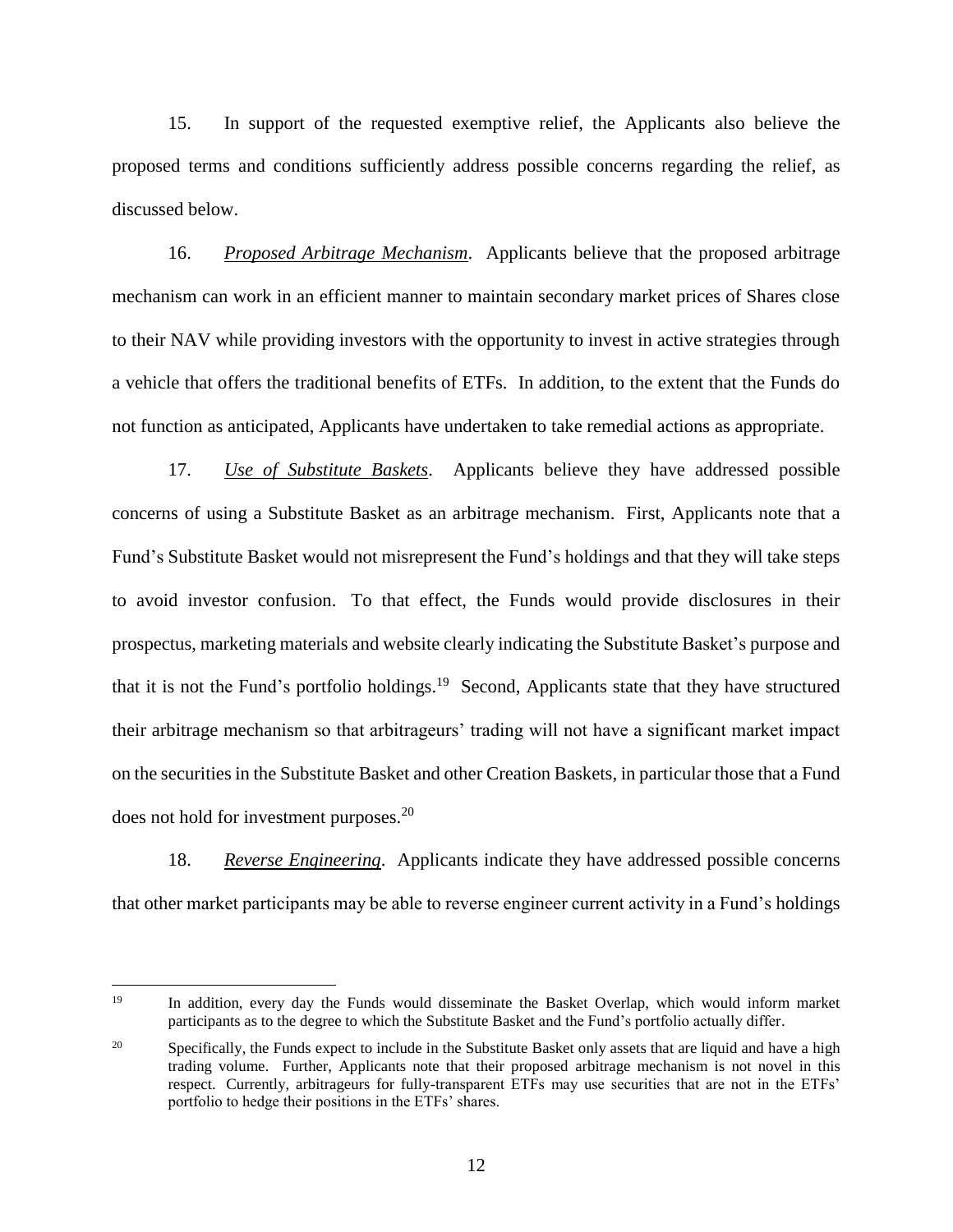15. In support of the requested exemptive relief, the Applicants also believe the proposed terms and conditions sufficiently address possible concerns regarding the relief, as discussed below.

16. ***Proposed Arbitrage Mechanism***. Applicants believe that the proposed arbitrage mechanism can work in an efficient manner to maintain secondary market prices of Shares close to their NAV while providing investors with the opportunity to invest in active strategies through a vehicle that offers the traditional benefits of ETFs. In addition, to the extent that the Funds do not function as anticipated, Applicants have undertaken to take remedial actions as appropriate.

17. ***Use of Substitute Baskets***. Applicants believe they have addressed possible concerns of using a Substitute Basket as an arbitrage mechanism. First, Applicants note that a Fund's Substitute Basket would not misrepresent the Fund's holdings and that they will take steps to avoid investor confusion. To that effect, the Funds would provide disclosures in their prospectus, marketing materials and website clearly indicating the Substitute Basket's purpose and that it is not the Fund's portfolio holdings.[19] Second, Applicants state that they have structured their arbitrage mechanism so that arbitrageurs' trading will not have a significant market impact on the securities in the Substitute Basket and other Creation Baskets, in particular those that a Fund does not hold for investment purposes.[20]

18. ***Reverse Engineering***. Applicants indicate they have addressed possible concerns that other market participants may be able to reverse engineer current activity in a Fund's holdings

---

[19] In addition, every day the Funds would disseminate the Basket Overlap, which would inform market participants as to the degree to which the Substitute Basket and the Fund's portfolio actually differ.

[20] Specifically, the Funds expect to include in the Substitute Basket only assets that are liquid and have a high trading volume. Further, Applicants note that their proposed arbitrage mechanism is not novel in this respect. Currently, arbitrageurs for fully-transparent ETFs may use securities that are not in the ETFs' portfolio to hedge their positions in the ETFs' shares.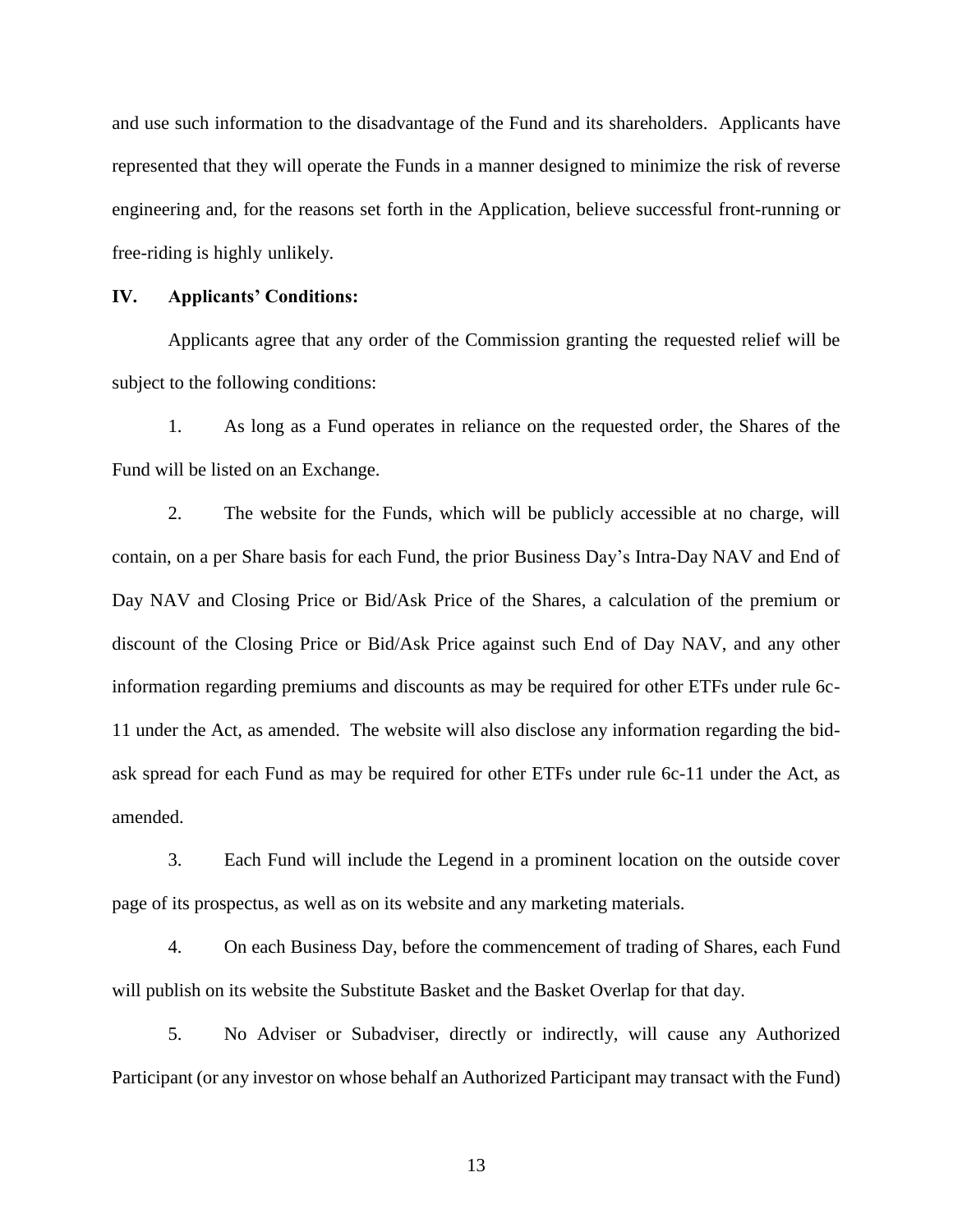and use such information to the disadvantage of the Fund and its shareholders. Applicants have represented that they will operate the Funds in a manner designed to minimize the risk of reverse engineering and, for the reasons set forth in the Application, believe successful front-running or free-riding is highly unlikely.

## IV. Applicants' Conditions:

Applicants agree that any order of the Commission granting the requested relief will be subject to the following conditions:

1. As long as a Fund operates in reliance on the requested order, the Shares of the Fund will be listed on an Exchange.

2. The website for the Funds, which will be publicly accessible at no charge, will contain, on a per Share basis for each Fund, the prior Business Day's Intra-Day NAV and End of Day NAV and Closing Price or Bid/Ask Price of the Shares, a calculation of the premium or discount of the Closing Price or Bid/Ask Price against such End of Day NAV, and any other information regarding premiums and discounts as may be required for other ETFs under rule 6c-11 under the Act, as amended. The website will also disclose any information regarding the bid-ask spread for each Fund as may be required for other ETFs under rule 6c-11 under the Act, as amended.

3. Each Fund will include the Legend in a prominent location on the outside cover page of its prospectus, as well as on its website and any marketing materials.

4. On each Business Day, before the commencement of trading of Shares, each Fund will publish on its website the Substitute Basket and the Basket Overlap for that day.

5. No Adviser or Subadviser, directly or indirectly, will cause any Authorized Participant (or any investor on whose behalf an Authorized Participant may transact with the Fund)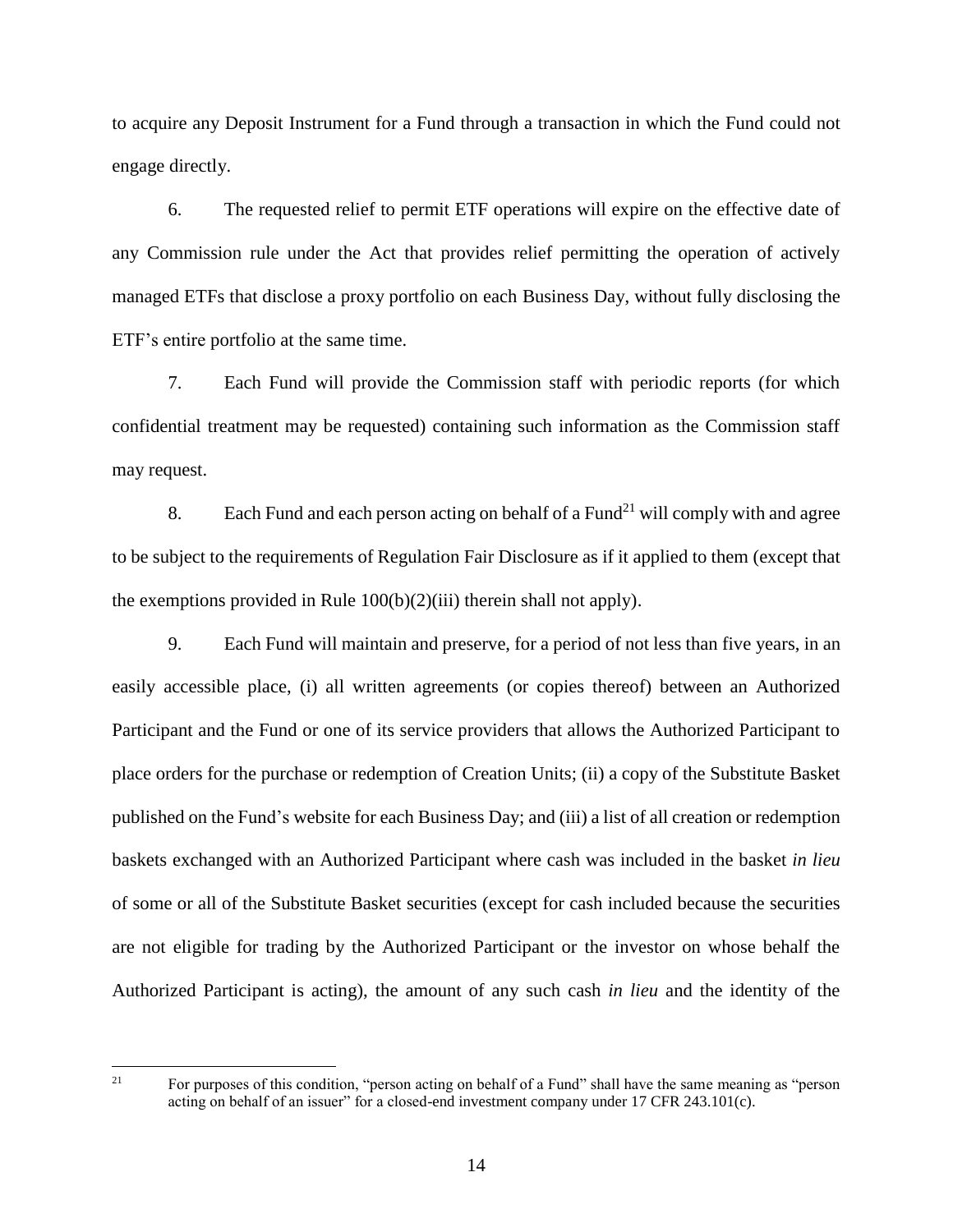to acquire any Deposit Instrument for a Fund through a transaction in which the Fund could not engage directly.

6. The requested relief to permit ETF operations will expire on the effective date of any Commission rule under the Act that provides relief permitting the operation of actively managed ETFs that disclose a proxy portfolio on each Business Day, without fully disclosing the ETF's entire portfolio at the same time.

7. Each Fund will provide the Commission staff with periodic reports (for which confidential treatment may be requested) containing such information as the Commission staff may request.

8. Each Fund and each person acting on behalf of a Fund[21] will comply with and agree to be subject to the requirements of Regulation Fair Disclosure as if it applied to them (except that the exemptions provided in Rule 100(b)(2)(iii) therein shall not apply).

9. Each Fund will maintain and preserve, for a period of not less than five years, in an easily accessible place, (i) all written agreements (or copies thereof) between an Authorized Participant and the Fund or one of its service providers that allows the Authorized Participant to place orders for the purchase or redemption of Creation Units; (ii) a copy of the Substitute Basket published on the Fund's website for each Business Day; and (iii) a list of all creation or redemption baskets exchanged with an Authorized Participant where cash was included in the basket *in lieu* of some or all of the Substitute Basket securities (except for cash included because the securities are not eligible for trading by the Authorized Participant or the investor on whose behalf the Authorized Participant is acting), the amount of any such cash *in lieu* and the identity of the

---

[21] For purposes of this condition, "person acting on behalf of a Fund" shall have the same meaning as "person acting on behalf of an issuer" for a closed-end investment company under 17 CFR 243.101(c).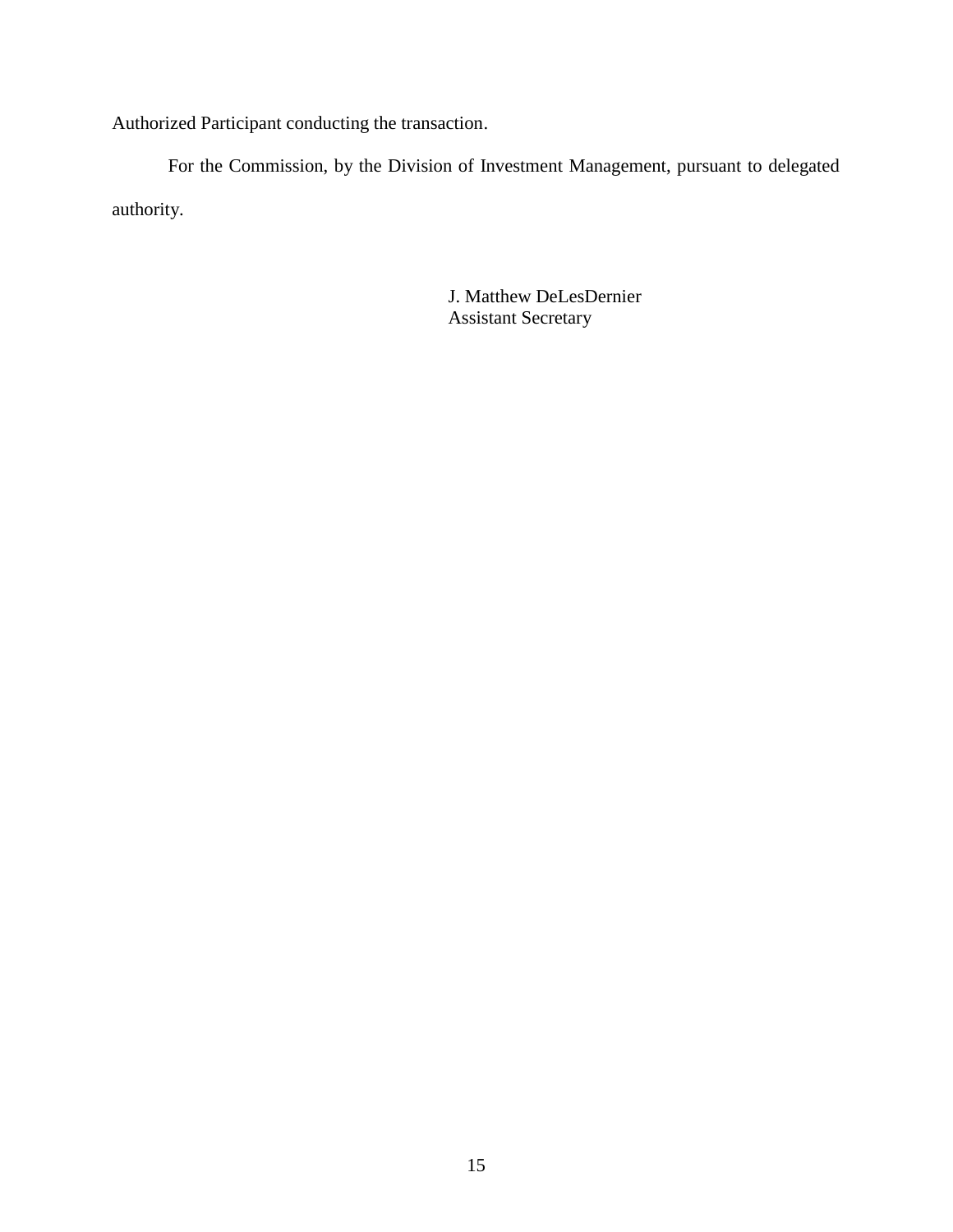Authorized Participant conducting the transaction.

For the Commission, by the Division of Investment Management, pursuant to delegated authority.

J. Matthew DeLesDernier
Assistant Secretary